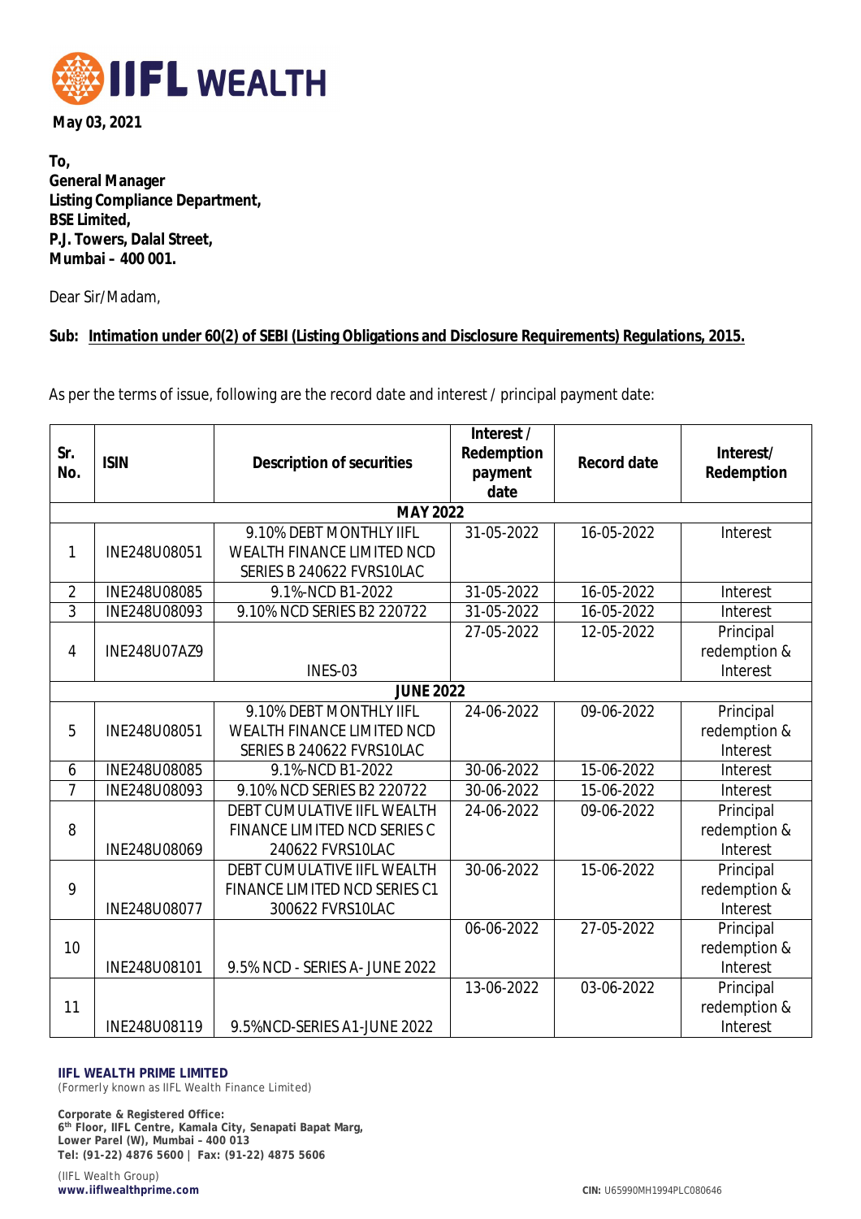**May 03, 2021**

**To,**
**General Manager**
**Listing Compliance Department,**
**BSE Limited,**
**P.J. Towers, Dalal Street,**
**Mumbai – 400 001.**

Dear Sir/Madam,

**Sub: Intimation under 60(2) of SEBI (Listing Obligations and Disclosure Requirements) Regulations, 2015.**

As per the terms of issue, following are the record date and interest / principal payment date:

| Sr. No. | ISIN | Description of securities | Interest / Redemption payment date | Record date | Interest/ Redemption |
|---|---|---|---|---|---|
| **MAY 2022** | | | | | |
| 1 | INE248U08051 | 9.10% DEBT MONTHLY IIFL WEALTH FINANCE LIMITED NCD SERIES B 240622 FVRS10LAC | 31-05-2022 | 16-05-2022 | Interest |
| 2 | INE248U08085 | 9.1%-NCD B1-2022 | 31-05-2022 | 16-05-2022 | Interest |
| 3 | INE248U08093 | 9.10% NCD SERIES B2 220722 | 31-05-2022 | 16-05-2022 | Interest |
| 4 | INE248U07AZ9 | INES-03 | 27-05-2022 | 12-05-2022 | Principal redemption & Interest |
| **JUNE 2022** | | | | | |
| 5 | INE248U08051 | 9.10% DEBT MONTHLY IIFL WEALTH FINANCE LIMITED NCD SERIES B 240622 FVRS10LAC | 24-06-2022 | 09-06-2022 | Principal redemption & Interest |
| 6 | INE248U08085 | 9.1%-NCD B1-2022 | 30-06-2022 | 15-06-2022 | Interest |
| 7 | INE248U08093 | 9.10% NCD SERIES B2 220722 | 30-06-2022 | 15-06-2022 | Interest |
| 8 | INE248U08069 | DEBT CUMULATIVE IIFL WEALTH FINANCE LIMITED NCD SERIES C 240622 FVRS10LAC | 24-06-2022 | 09-06-2022 | Principal redemption & Interest |
| 9 | INE248U08077 | DEBT CUMULATIVE IIFL WEALTH FINANCE LIMITED NCD SERIES C1 300622 FVRS10LAC | 30-06-2022 | 15-06-2022 | Principal redemption & Interest |
| 10 | INE248U08101 | 9.5% NCD - SERIES A- JUNE 2022 | 06-06-2022 | 27-05-2022 | Principal redemption & Interest |
| 11 | INE248U08119 | 9.5%NCD-SERIES A1-JUNE 2022 | 13-06-2022 | 03-06-2022 | Principal redemption & Interest |

**IIFL WEALTH PRIME LIMITED**
(Formerly known as IIFL Wealth Finance Limited)

**Corporate & Registered Office:**
**6th Floor, IIFL Centre, Kamala City, Senapati Bapat Marg,**
**Lower Parel (W), Mumbai – 400 013**
**Tel: (91-22) 4876 5600 | Fax: (91-22) 4875 5606**

(IIFL Wealth Group)
**www.iiflwealthprime.com**

**CIN:** U65990MH1994PLC080646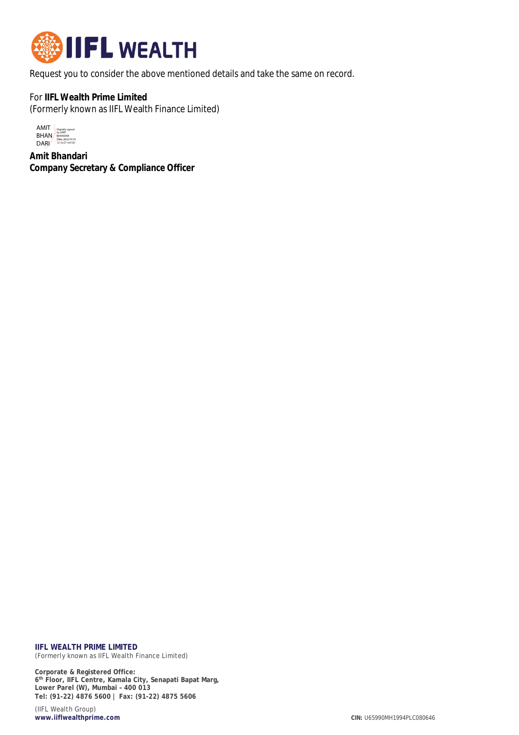Request you to consider the above mentioned details and take the same on record.

For **IIFL Wealth Prime Limited**
(Formerly known as IIFL Wealth Finance Limited)

AMIT BHANDARI
Digitally signed by AMIT BHANDARI
Date: 2022.05.03 12:16:27 +05'30'

**Amit Bhandari**
**Company Secretary & Compliance Officer**

**IIFL WEALTH PRIME LIMITED**
(Formerly known as IIFL Wealth Finance Limited)

**Corporate & Registered Office:**
**6th Floor, IIFL Centre, Kamala City, Senapati Bapat Marg,**
**Lower Parel (W), Mumbai – 400 013**
**Tel: (91-22) 4876 5600 | Fax: (91-22) 4875 5606**

(IIFL Wealth Group)
**www.iiflwealthprime.com**

**CIN:** U65990MH1994PLC080646